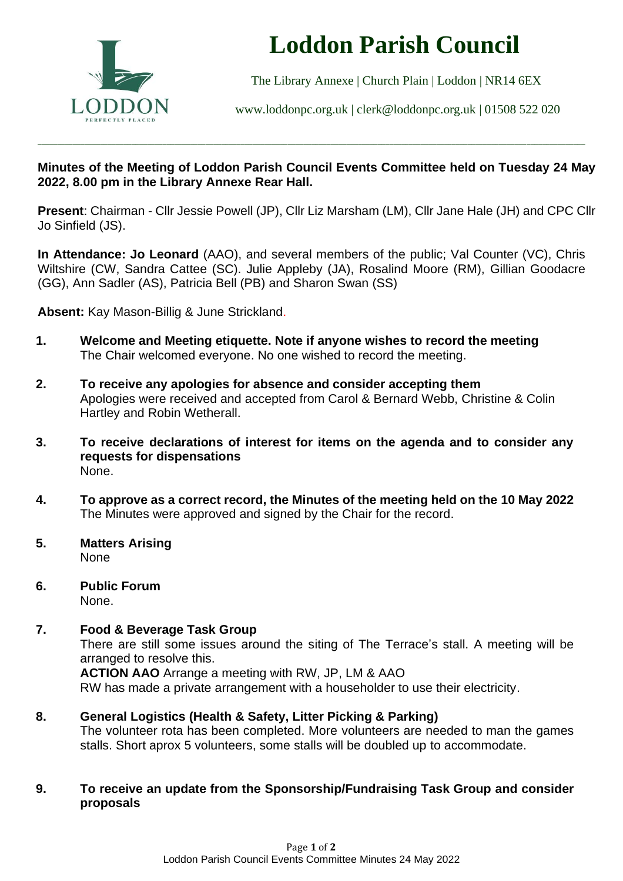# Loddon Parish Council

The Library Annexe | Church Plain | Loddon | NR14 6EX

www.loddonpc.org.uk | clerk@loddonpc.org.uk | 01508 522 020

---

**Minutes of the Meeting of Loddon Parish Council Events Committee held on Tuesday 24 May 2022, 8.00 pm in the Library Annexe Rear Hall.**

**Present**: Chairman - Cllr Jessie Powell (JP), Cllr Liz Marsham (LM), Cllr Jane Hale (JH) and CPC Cllr Jo Sinfield (JS).

**In Attendance: Jo Leonard** (AAO), and several members of the public; Val Counter (VC), Chris Wiltshire (CW, Sandra Cattee (SC). Julie Appleby (JA), Rosalind Moore (RM), Gillian Goodacre (GG), Ann Sadler (AS), Patricia Bell (PB) and Sharon Swan (SS)

**Absent:** Kay Mason-Billig & June Strickland.

**1. Welcome and Meeting etiquette. Note if anyone wishes to record the meeting**
The Chair welcomed everyone. No one wished to record the meeting.

**2. To receive any apologies for absence and consider accepting them**
Apologies were received and accepted from Carol & Bernard Webb, Christine & Colin Hartley and Robin Wetherall.

**3. To receive declarations of interest for items on the agenda and to consider any requests for dispensations**
None.

**4. To approve as a correct record, the Minutes of the meeting held on the 10 May 2022**
The Minutes were approved and signed by the Chair for the record.

**5. Matters Arising**
None

**6. Public Forum**
None.

**7. Food & Beverage Task Group**
There are still some issues around the siting of The Terrace's stall. A meeting will be arranged to resolve this.
**ACTION AAO** Arrange a meeting with RW, JP, LM & AAO
RW has made a private arrangement with a householder to use their electricity.

**8. General Logistics (Health & Safety, Litter Picking & Parking)**
The volunteer rota has been completed. More volunteers are needed to man the games stalls. Short aprox 5 volunteers, some stalls will be doubled up to accommodate.

**9. To receive an update from the Sponsorship/Fundraising Task Group and consider proposals**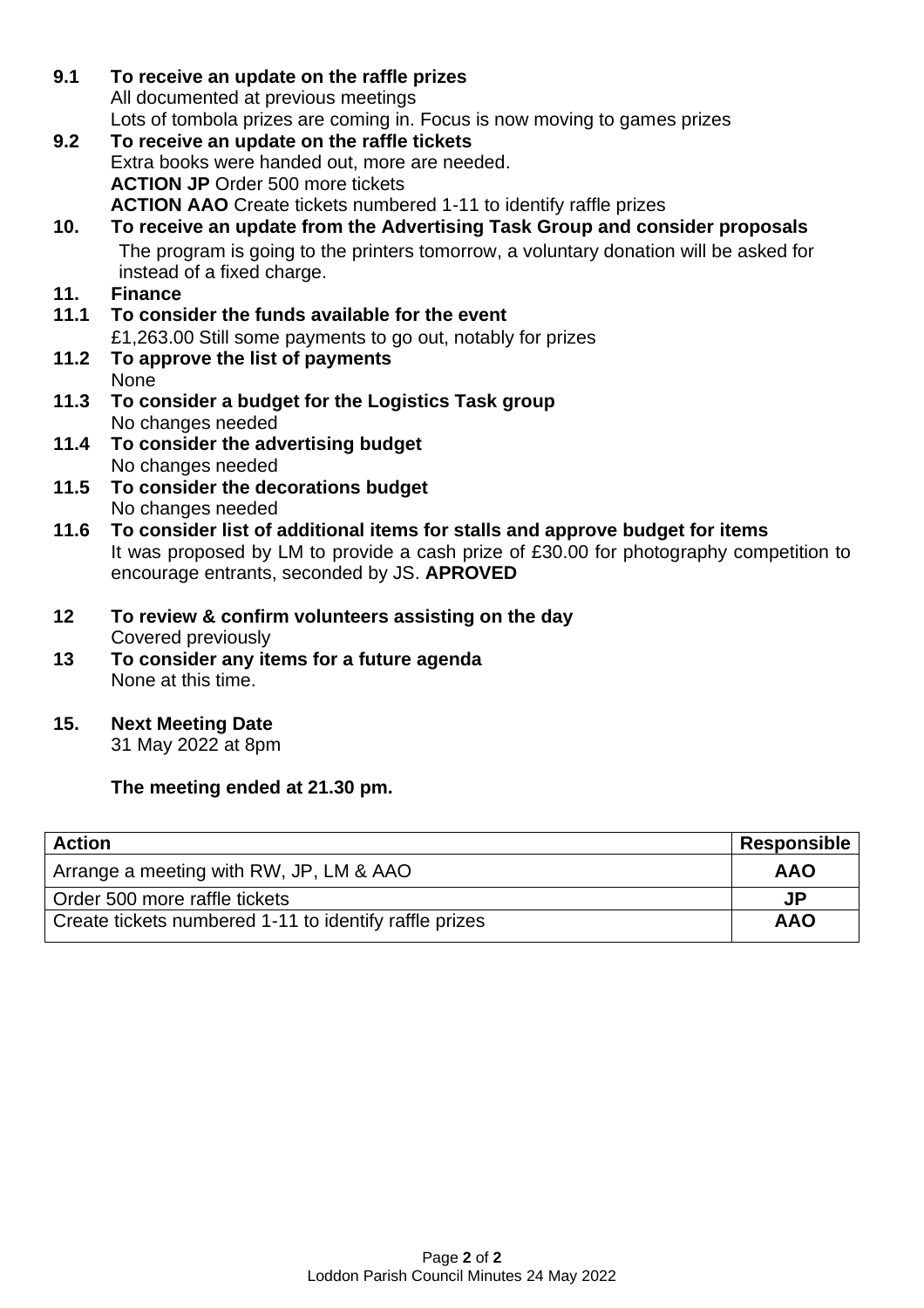**9.1 To receive an update on the raffle prizes**

All documented at previous meetings

Lots of tombola prizes are coming in. Focus is now moving to games prizes

**9.2 To receive an update on the raffle tickets**

Extra books were handed out, more are needed.

**ACTION JP** Order 500 more tickets

**ACTION AAO** Create tickets numbered 1-11 to identify raffle prizes

**10. To receive an update from the Advertising Task Group and consider proposals**

The program is going to the printers tomorrow, a voluntary donation will be asked for instead of a fixed charge.

**11. Finance**

**11.1 To consider the funds available for the event**

£1,263.00 Still some payments to go out, notably for prizes

**11.2 To approve the list of payments**

None

**11.3 To consider a budget for the Logistics Task group**

No changes needed

**11.4 To consider the advertising budget**

No changes needed

**11.5 To consider the decorations budget**

No changes needed

**11.6 To consider list of additional items for stalls and approve budget for items**

It was proposed by LM to provide a cash prize of £30.00 for photography competition to encourage entrants, seconded by JS. **APROVED**

**12 To review & confirm volunteers assisting on the day**

Covered previously

**13 To consider any items for a future agenda**

None at this time.

**15. Next Meeting Date**

31 May 2022 at 8pm

**The meeting ended at 21.30 pm.**

| Action | Responsible |
| --- | --- |
| Arrange a meeting with RW, JP, LM & AAO | **AAO** |
| Order 500 more raffle tickets | **JP** |
| Create tickets numbered 1-11 to identify raffle prizes | **AAO** |